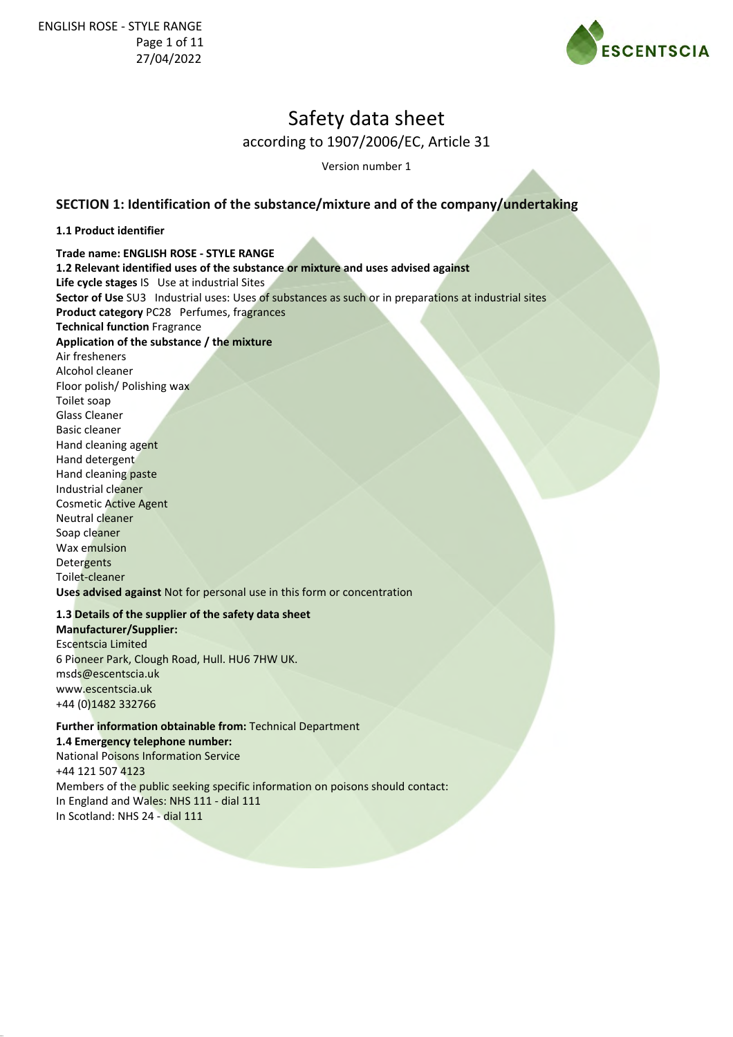# Safety data sheet

according to 1907/2006/EC, Article 31

Version number 1

## SECTION 1: Identification of the substance/mixture and of the company/undertaking

### 1.1 Product identifier

**Trade name: ENGLISH ROSE - STYLE RANGE**

**1.2 Relevant identified uses of the substance or mixture and uses advised against**

**Life cycle stages** IS Use at industrial Sites

**Sector of Use** SU3 Industrial uses: Uses of substances as such or in preparations at industrial sites

**Product category** PC28 Perfumes, fragrances

**Technical function** Fragrance

**Application of the substance / the mixture**

Air fresheners
Alcohol cleaner
Floor polish/ Polishing wax
Toilet soap
Glass Cleaner
Basic cleaner
Hand cleaning agent
Hand detergent
Hand cleaning paste
Industrial cleaner
Cosmetic Active Agent
Neutral cleaner
Soap cleaner
Wax emulsion
Detergents
Toilet-cleaner

**Uses advised against** Not for personal use in this form or concentration

**1.3 Details of the supplier of the safety data sheet**

**Manufacturer/Supplier:**
Escentscia Limited
6 Pioneer Park, Clough Road, Hull. HU6 7HW UK.
msds@escentscia.uk
www.escentscia.uk
+44 (0)1482 332766

**Further information obtainable from:** Technical Department

**1.4 Emergency telephone number:**
National Poisons Information Service
+44 121 507 4123
Members of the public seeking specific information on poisons should contact:
In England and Wales: NHS 111 - dial 111
In Scotland: NHS 24 - dial 111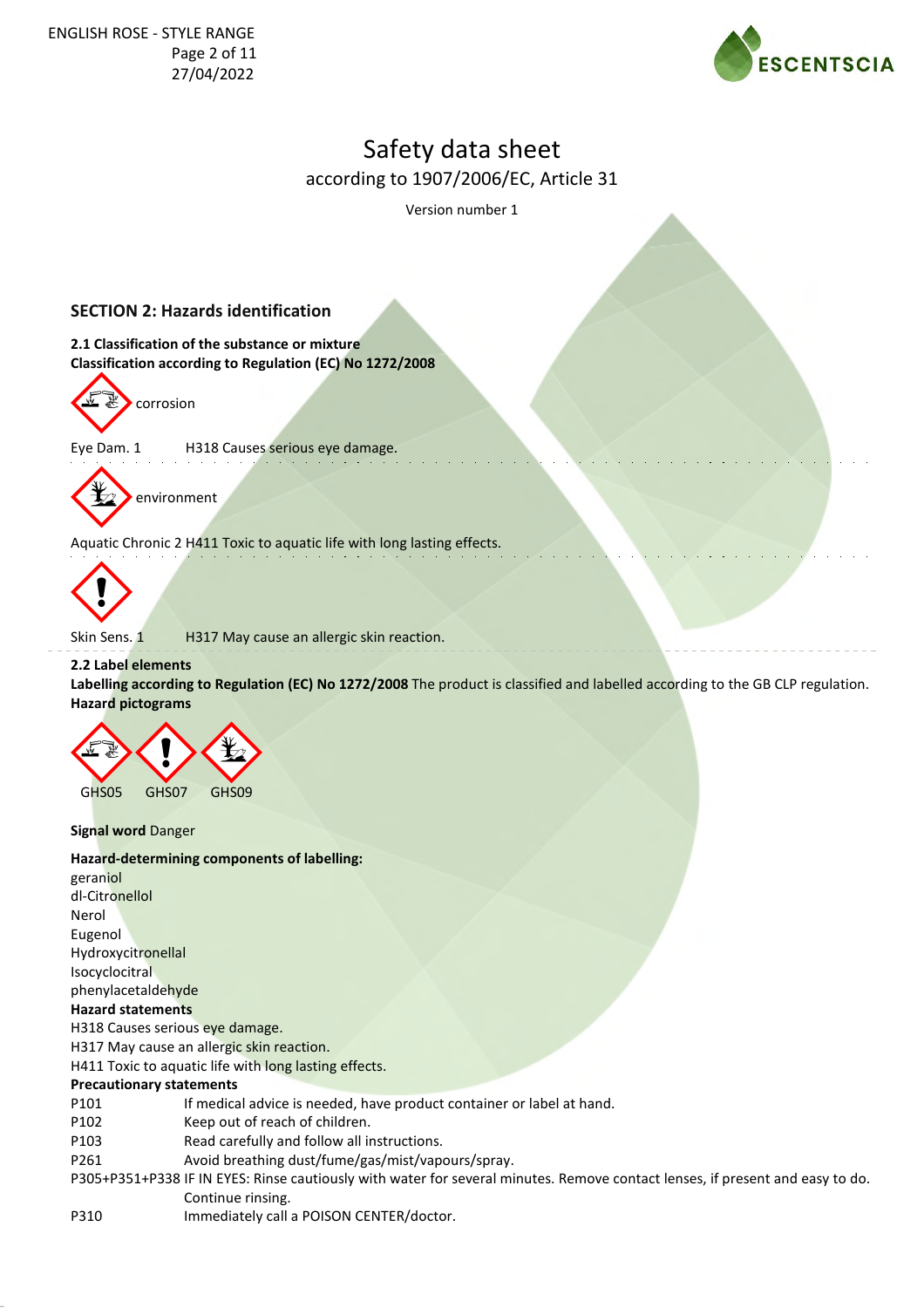# Safety data sheet

according to 1907/2006/EC, Article 31

Version number 1

## SECTION 2: Hazards identification

### 2.1 Classification of the substance or mixture

**Classification according to Regulation (EC) No 1272/2008**

corrosion

Eye Dam. 1 H318 Causes serious eye damage.

environment

Aquatic Chronic 2 H411 Toxic to aquatic life with long lasting effects.

Skin Sens. 1 H317 May cause an allergic skin reaction.

### 2.2 Label elements

**Labelling according to Regulation (EC) No 1272/2008** The product is classified and labelled according to the GB CLP regulation.

**Hazard pictograms**

GHS05 GHS07 GHS09

**Signal word** Danger

**Hazard-determining components of labelling:**

geraniol
dl-Citronellol
Nerol
Eugenol
Hydroxycitronellal
Isocyclocitral
phenylacetaldehyde

**Hazard statements**

H318 Causes serious eye damage.
H317 May cause an allergic skin reaction.
H411 Toxic to aquatic life with long lasting effects.

**Precautionary statements**

| | |
|---|---|
| P101 | If medical advice is needed, have product container or label at hand. |
| P102 | Keep out of reach of children. |
| P103 | Read carefully and follow all instructions. |
| P261 | Avoid breathing dust/fume/gas/mist/vapours/spray. |
| P305+P351+P338 | IF IN EYES: Rinse cautiously with water for several minutes. Remove contact lenses, if present and easy to do. Continue rinsing. |
| P310 | Immediately call a POISON CENTER/doctor. |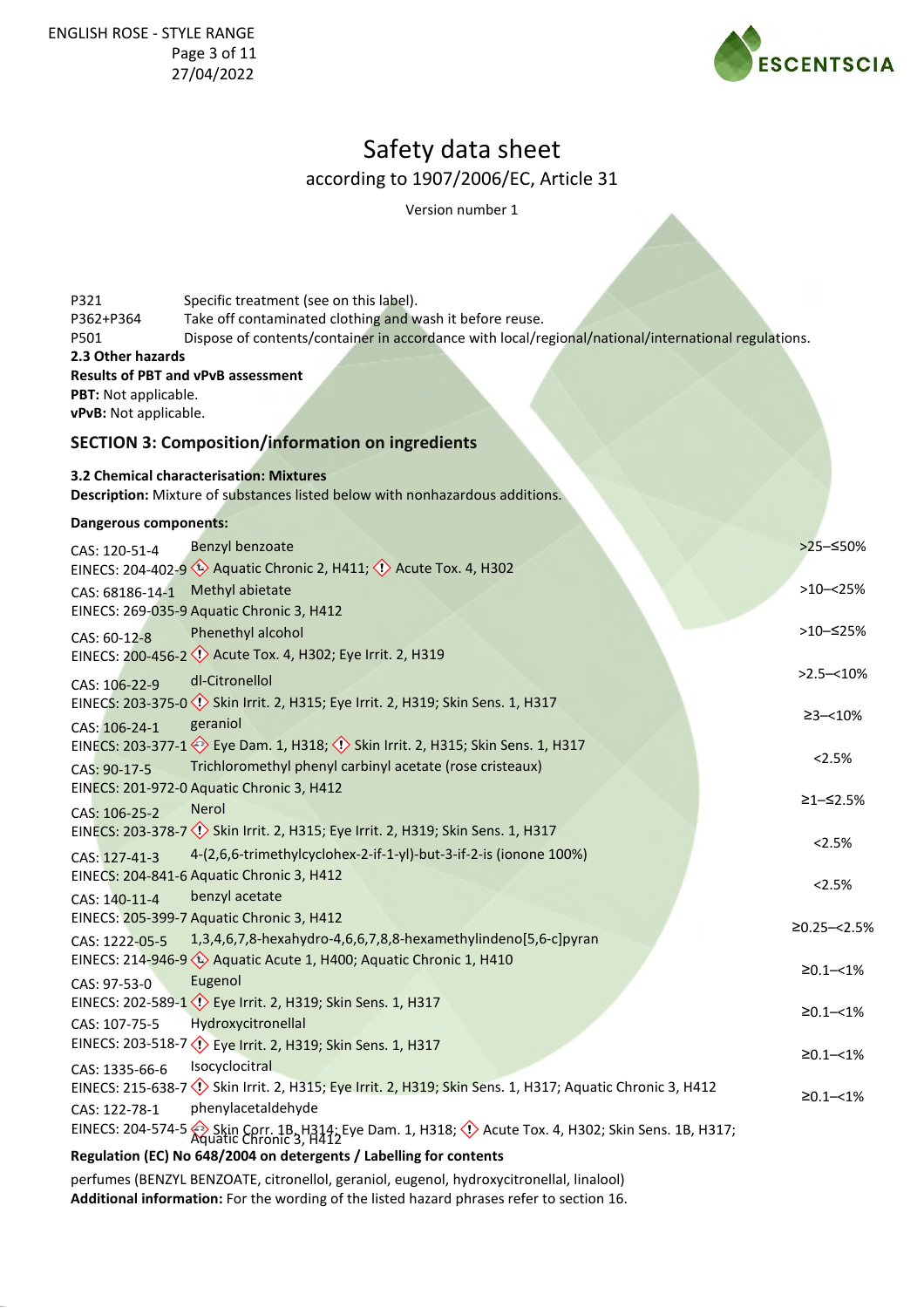| | |
|---|---|
| P321 | Specific treatment (see on this label). |
| P362+P364 | Take off contaminated clothing and wash it before reuse. |
| P501 | Dispose of contents/container in accordance with local/regional/national/international regulations. |

**2.3 Other hazards**

**Results of PBT and vPvB assessment**

**PBT:** Not applicable.

**vPvB:** Not applicable.

## SECTION 3: Composition/information on ingredients

**3.2 Chemical characterisation: Mixtures**

**Description:** Mixture of substances listed below with nonhazardous additions.

**Dangerous components:**

| Identifiers | Name / Classification | Concentration |
|---|---|---|
| CAS: 120-51-4<br>EINECS: 204-402-9 | Benzyl benzoate<br>Aquatic Chronic 2, H411; Acute Tox. 4, H302 | >25–≤50% |
| CAS: 68186-14-1<br>EINECS: 269-035-9 | Methyl abietate<br>Aquatic Chronic 3, H412 | >10–<25% |
| CAS: 60-12-8<br>EINECS: 200-456-2 | Phenethyl alcohol<br>Acute Tox. 4, H302; Eye Irrit. 2, H319 | >10–≤25% |
| CAS: 106-22-9<br>EINECS: 203-375-0 | dl-Citronellol<br>Skin Irrit. 2, H315; Eye Irrit. 2, H319; Skin Sens. 1, H317 | >2.5–<10% |
| CAS: 106-24-1<br>EINECS: 203-377-1 | geraniol<br>Eye Dam. 1, H318; Skin Irrit. 2, H315; Skin Sens. 1, H317 | ≥3–<10% |
| CAS: 90-17-5<br>EINECS: 201-972-0 | Trichloromethyl phenyl carbinyl acetate (rose cristeaux)<br>Aquatic Chronic 3, H412 | <2.5% |
| CAS: 106-25-2<br>EINECS: 203-378-7 | Nerol<br>Skin Irrit. 2, H315; Eye Irrit. 2, H319; Skin Sens. 1, H317 | ≥1–≤2.5% |
| CAS: 127-41-3<br>EINECS: 204-841-6 | 4-(2,6,6-trimethylcyclohex-2-if-1-yl)-but-3-if-2-is (ionone 100%)<br>Aquatic Chronic 3, H412 | <2.5% |
| CAS: 140-11-4<br>EINECS: 205-399-7 | benzyl acetate<br>Aquatic Chronic 3, H412 | <2.5% |
| CAS: 1222-05-5<br>EINECS: 214-946-9 | 1,3,4,6,7,8-hexahydro-4,6,6,7,8,8-hexamethylindeno[5,6-c]pyran<br>Aquatic Acute 1, H400; Aquatic Chronic 1, H410 | ≥0.25–<2.5% |
| CAS: 97-53-0<br>EINECS: 202-589-1 | Eugenol<br>Eye Irrit. 2, H319; Skin Sens. 1, H317 | ≥0.1–<1% |
| CAS: 107-75-5<br>EINECS: 203-518-7 | Hydroxycitronellal<br>Eye Irrit. 2, H319; Skin Sens. 1, H317 | ≥0.1–<1% |
| CAS: 1335-66-6<br>EINECS: 215-638-7 | Isocyclocitral<br>Skin Irrit. 2, H315; Eye Irrit. 2, H319; Skin Sens. 1, H317; Aquatic Chronic 3, H412 | ≥0.1–<1% |
| CAS: 122-78-1<br>EINECS: 204-574-5 | phenylacetaldehyde<br>Skin Corr. 1B, H314; Eye Dam. 1, H318; Acute Tox. 4, H302; Skin Sens. 1B, H317; Aquatic Chronic 3, H412 | ≥0.1–<1% |

**Regulation (EC) No 648/2004 on detergents / Labelling for contents**

perfumes (BENZYL BENZOATE, citronellol, geraniol, eugenol, hydroxycitronellal, linalool)

**Additional information:** For the wording of the listed hazard phrases refer to section 16.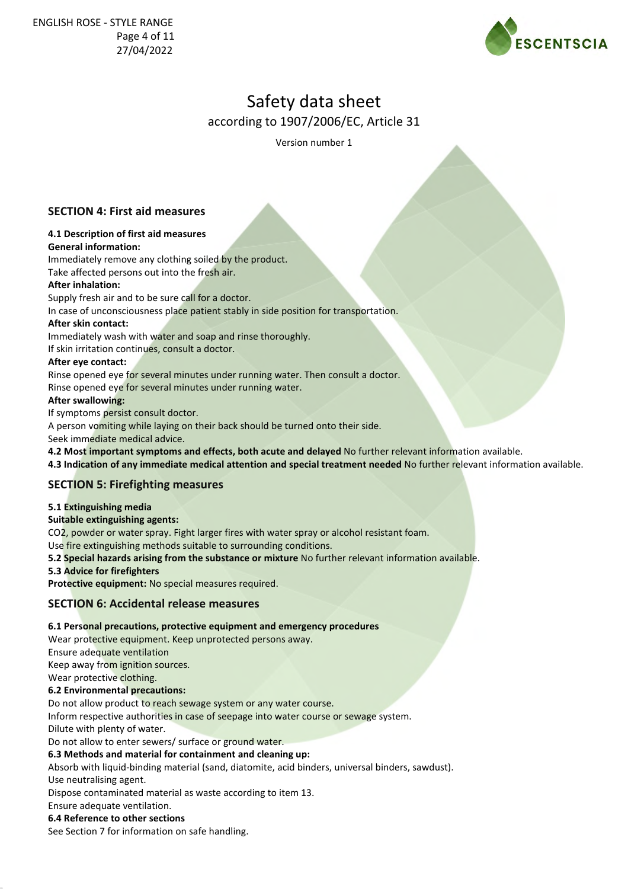# Safety data sheet

according to 1907/2006/EC, Article 31

Version number 1

## SECTION 4: First aid measures

**4.1 Description of first aid measures**

**General information:**

Immediately remove any clothing soiled by the product.
Take affected persons out into the fresh air.

**After inhalation:**

Supply fresh air and to be sure call for a doctor.
In case of unconsciousness place patient stably in side position for transportation.

**After skin contact:**

Immediately wash with water and soap and rinse thoroughly.
If skin irritation continues, consult a doctor.

**After eye contact:**

Rinse opened eye for several minutes under running water. Then consult a doctor.
Rinse opened eye for several minutes under running water.

**After swallowing:**

If symptoms persist consult doctor.
A person vomiting while laying on their back should be turned onto their side.
Seek immediate medical advice.

**4.2 Most important symptoms and effects, both acute and delayed** No further relevant information available.

**4.3 Indication of any immediate medical attention and special treatment needed** No further relevant information available.

## SECTION 5: Firefighting measures

**5.1 Extinguishing media**

**Suitable extinguishing agents:**

$CO_2$, powder or water spray. Fight larger fires with water spray or alcohol resistant foam.
Use fire extinguishing methods suitable to surrounding conditions.

**5.2 Special hazards arising from the substance or mixture** No further relevant information available.

**5.3 Advice for firefighters**

**Protective equipment:** No special measures required.

## SECTION 6: Accidental release measures

**6.1 Personal precautions, protective equipment and emergency procedures**

Wear protective equipment. Keep unprotected persons away.
Ensure adequate ventilation
Keep away from ignition sources.
Wear protective clothing.

**6.2 Environmental precautions:**

Do not allow product to reach sewage system or any water course.
Inform respective authorities in case of seepage into water course or sewage system.
Dilute with plenty of water.
Do not allow to enter sewers/ surface or ground water.

**6.3 Methods and material for containment and cleaning up:**

Absorb with liquid-binding material (sand, diatomite, acid binders, universal binders, sawdust).
Use neutralising agent.
Dispose contaminated material as waste according to item 13.
Ensure adequate ventilation.

**6.4 Reference to other sections**

See Section 7 for information on safe handling.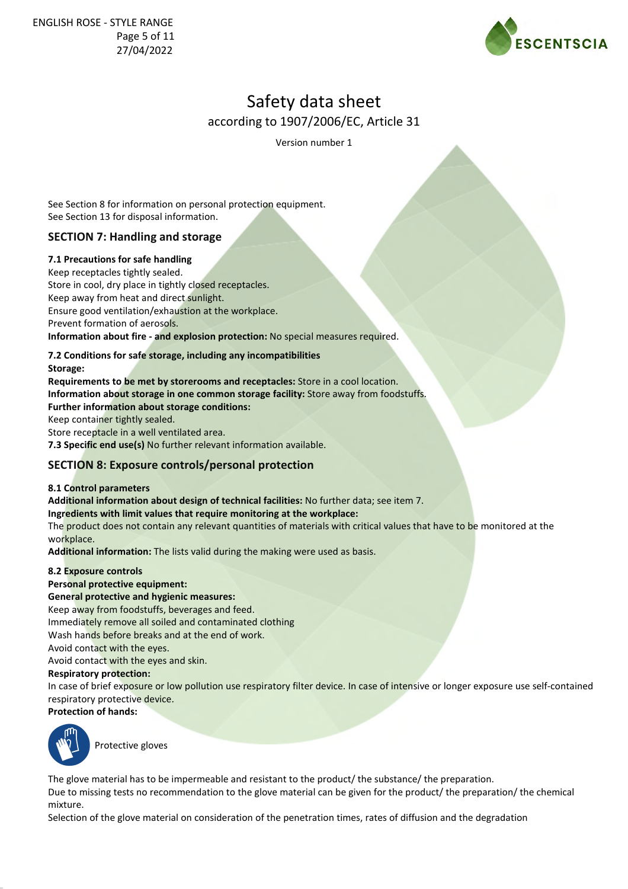# Safety data sheet

according to 1907/2006/EC, Article 31

Version number 1

See Section 8 for information on personal protection equipment.
See Section 13 for disposal information.

## SECTION 7: Handling and storage

**7.1 Precautions for safe handling**
Keep receptacles tightly sealed.
Store in cool, dry place in tightly closed receptacles.
Keep away from heat and direct sunlight.
Ensure good ventilation/exhaustion at the workplace.
Prevent formation of aerosols.
**Information about fire - and explosion protection:** No special measures required.

**7.2 Conditions for safe storage, including any incompatibilities**
**Storage:**
**Requirements to be met by storerooms and receptacles:** Store in a cool location.
**Information about storage in one common storage facility:** Store away from foodstuffs.
**Further information about storage conditions:**
Keep container tightly sealed.
Store receptacle in a well ventilated area.
**7.3 Specific end use(s)** No further relevant information available.

## SECTION 8: Exposure controls/personal protection

**8.1 Control parameters**
**Additional information about design of technical facilities:** No further data; see item 7.
**Ingredients with limit values that require monitoring at the workplace:**
The product does not contain any relevant quantities of materials with critical values that have to be monitored at the workplace.
**Additional information:** The lists valid during the making were used as basis.

**8.2 Exposure controls**
**Personal protective equipment:**
**General protective and hygienic measures:**
Keep away from foodstuffs, beverages and feed.
Immediately remove all soiled and contaminated clothing
Wash hands before breaks and at the end of work.
Avoid contact with the eyes.
Avoid contact with the eyes and skin.
**Respiratory protection:**
In case of brief exposure or low pollution use respiratory filter device. In case of intensive or longer exposure use self-contained respiratory protective device.
**Protection of hands:**

Protective gloves

The glove material has to be impermeable and resistant to the product/ the substance/ the preparation.
Due to missing tests no recommendation to the glove material can be given for the product/ the preparation/ the chemical mixture.
Selection of the glove material on consideration of the penetration times, rates of diffusion and the degradation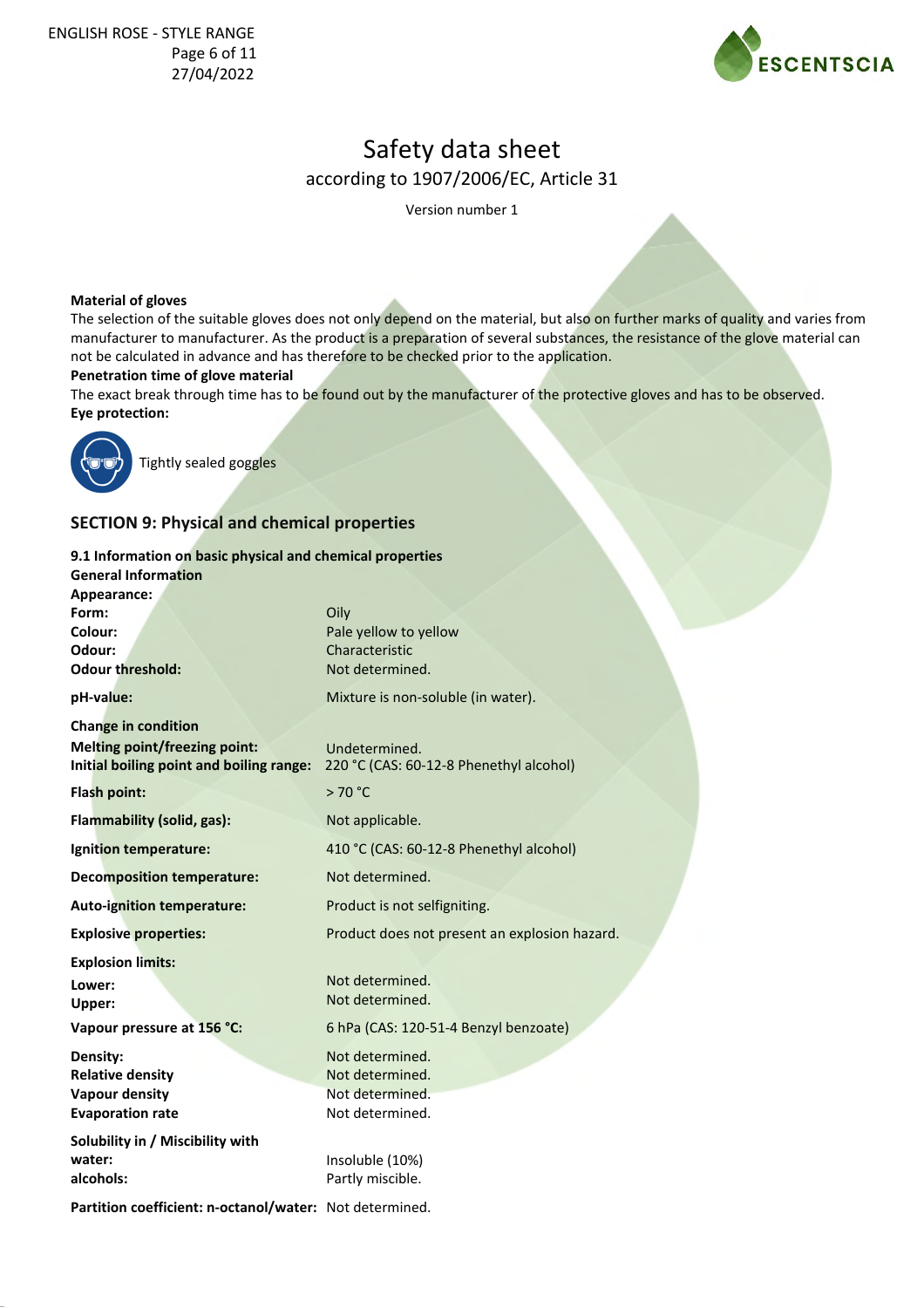**Material of gloves**

The selection of the suitable gloves does not only depend on the material, but also on further marks of quality and varies from manufacturer to manufacturer. As the product is a preparation of several substances, the resistance of the glove material can not be calculated in advance and has therefore to be checked prior to the application.

**Penetration time of glove material**

The exact break through time has to be found out by the manufacturer of the protective gloves and has to be observed.

**Eye protection:**

Tightly sealed goggles

## SECTION 9: Physical and chemical properties

### 9.1 Information on basic physical and chemical properties

**General Information**

| | |
|---|---|
| **Appearance:** | |
| **Form:** | Oily |
| **Colour:** | Pale yellow to yellow |
| **Odour:** | Characteristic |
| **Odour threshold:** | Not determined. |
| **pH-value:** | Mixture is non-soluble (in water). |
| **Change in condition** | |
| **Melting point/freezing point:** | Undetermined. |
| **Initial boiling point and boiling range:** | 220 °C (CAS: 60-12-8 Phenethyl alcohol) |
| **Flash point:** | > 70 °C |
| **Flammability (solid, gas):** | Not applicable. |
| **Ignition temperature:** | 410 °C (CAS: 60-12-8 Phenethyl alcohol) |
| **Decomposition temperature:** | Not determined. |
| **Auto-ignition temperature:** | Product is not selfigniting. |
| **Explosive properties:** | Product does not present an explosion hazard. |
| **Explosion limits:** | |
| **Lower:** | Not determined. |
| **Upper:** | Not determined. |
| **Vapour pressure at 156 °C:** | 6 hPa (CAS: 120-51-4 Benzyl benzoate) |
| **Density:** | Not determined. |
| **Relative density** | Not determined. |
| **Vapour density** | Not determined. |
| **Evaporation rate** | Not determined. |
| **Solubility in / Miscibility with** | |
| **water:** | Insoluble (10%) |
| **alcohols:** | Partly miscible. |
| **Partition coefficient: n-octanol/water:** | Not determined. |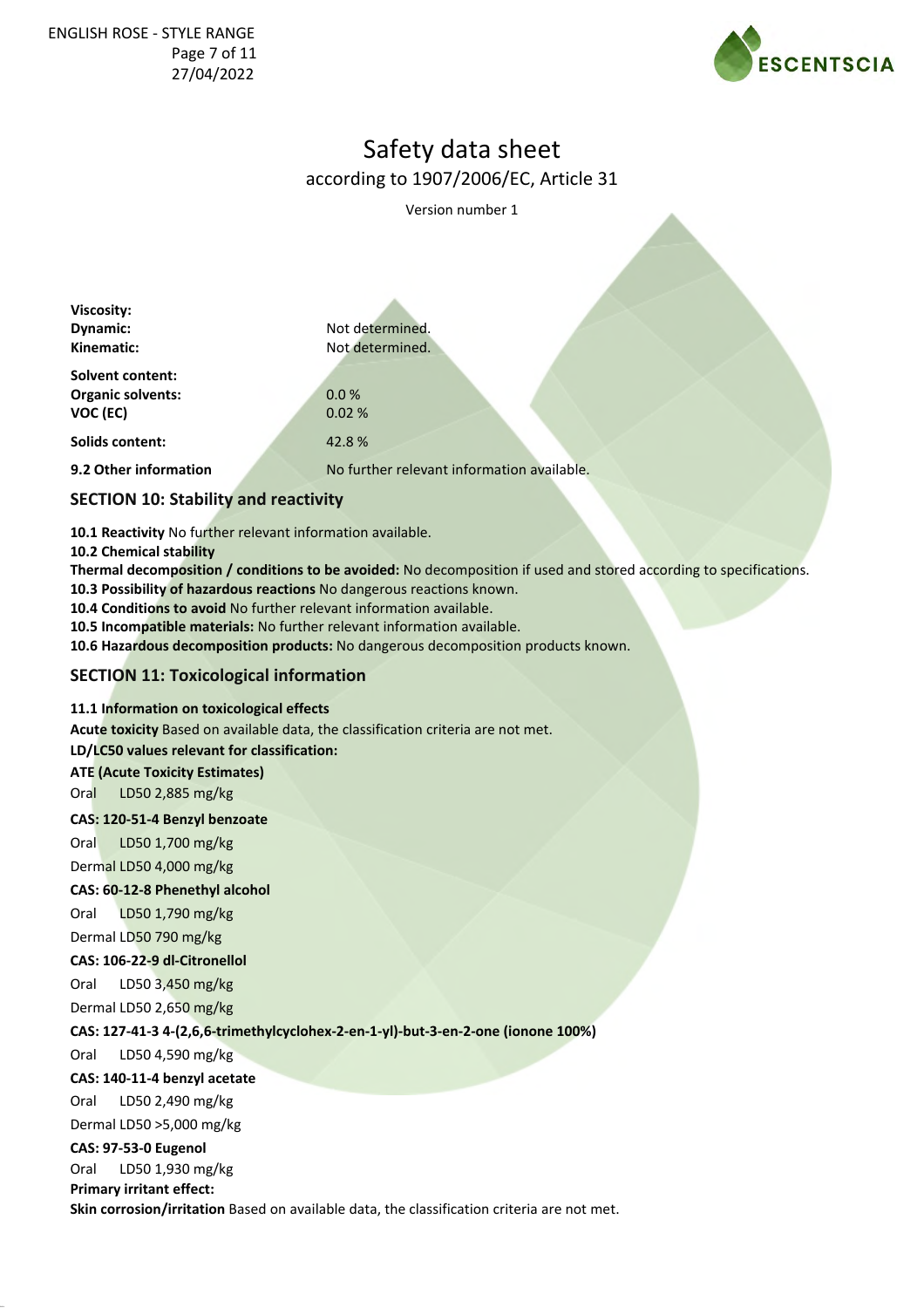# Safety data sheet

according to 1907/2006/EC, Article 31

Version number 1

| | |
|---|---|
| **Viscosity:** | |
| **Dynamic:** | Not determined. |
| **Kinematic:** | Not determined. |
| **Solvent content:** | |
| **Organic solvents:** | 0.0 % |
| **VOC (EC)** | 0.02 % |
| **Solids content:** | 42.8 % |
| **9.2 Other information** | No further relevant information available. |

## SECTION 10: Stability and reactivity

**10.1 Reactivity** No further relevant information available.

**10.2 Chemical stability**

**Thermal decomposition / conditions to be avoided:** No decomposition if used and stored according to specifications.

**10.3 Possibility of hazardous reactions** No dangerous reactions known.

**10.4 Conditions to avoid** No further relevant information available.

**10.5 Incompatible materials:** No further relevant information available.

**10.6 Hazardous decomposition products:** No dangerous decomposition products known.

## SECTION 11: Toxicological information

**11.1 Information on toxicological effects**

**Acute toxicity** Based on available data, the classification criteria are not met.

**LD/LC50 values relevant for classification:**

**ATE (Acute Toxicity Estimates)**

Oral LD50 2,885 mg/kg

**CAS: 120-51-4 Benzyl benzoate**

Oral LD50 1,700 mg/kg

Dermal LD50 4,000 mg/kg

**CAS: 60-12-8 Phenethyl alcohol**

Oral LD50 1,790 mg/kg

Dermal LD50 790 mg/kg

**CAS: 106-22-9 dl-Citronellol**

Oral LD50 3,450 mg/kg

Dermal LD50 2,650 mg/kg

**CAS: 127-41-3 4-(2,6,6-trimethylcyclohex-2-en-1-yl)-but-3-en-2-one (ionone 100%)**

Oral LD50 4,590 mg/kg

**CAS: 140-11-4 benzyl acetate**

Oral LD50 2,490 mg/kg

Dermal LD50 >5,000 mg/kg

**CAS: 97-53-0 Eugenol**

Oral LD50 1,930 mg/kg

**Primary irritant effect:**

**Skin corrosion/irritation** Based on available data, the classification criteria are not met.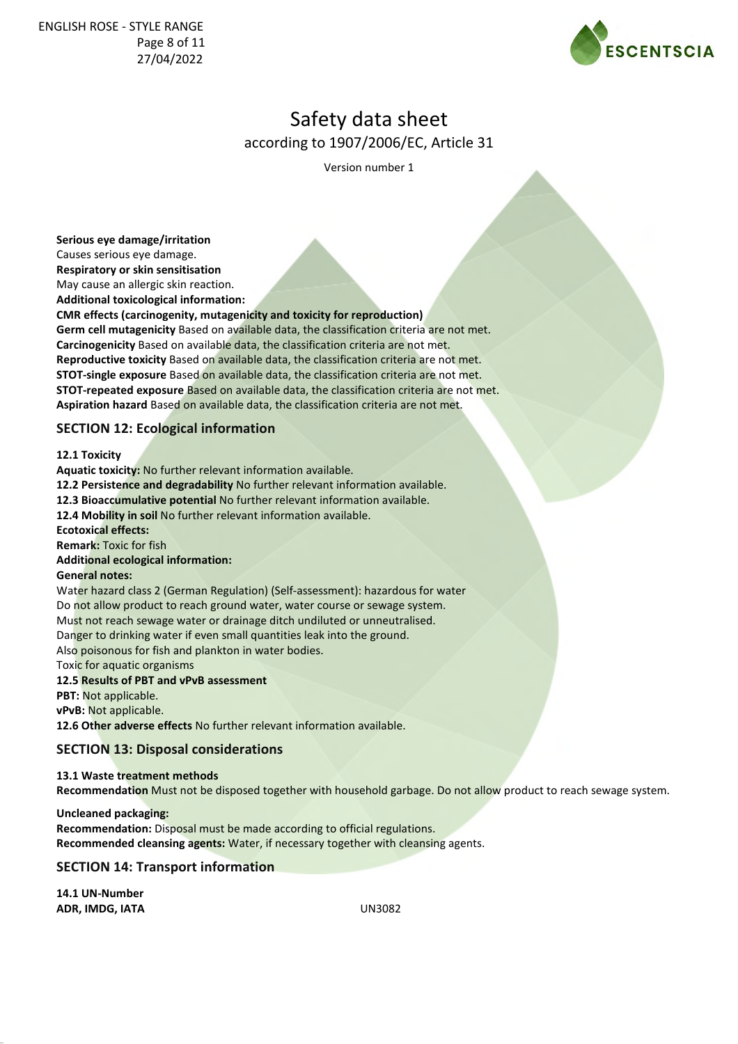**Serious eye damage/irritation**
Causes serious eye damage.
**Respiratory or skin sensitisation**
May cause an allergic skin reaction.
**Additional toxicological information:**
**CMR effects (carcinogenity, mutagenicity and toxicity for reproduction)**
**Germ cell mutagenicity** Based on available data, the classification criteria are not met.
**Carcinogenicity** Based on available data, the classification criteria are not met.
**Reproductive toxicity** Based on available data, the classification criteria are not met.
**STOT-single exposure** Based on available data, the classification criteria are not met.
**STOT-repeated exposure** Based on available data, the classification criteria are not met.
**Aspiration hazard** Based on available data, the classification criteria are not met.

## SECTION 12: Ecological information

**12.1 Toxicity**
**Aquatic toxicity:** No further relevant information available.
**12.2 Persistence and degradability** No further relevant information available.
**12.3 Bioaccumulative potential** No further relevant information available.
**12.4 Mobility in soil** No further relevant information available.
**Ecotoxical effects:**
**Remark:** Toxic for fish
**Additional ecological information:**
**General notes:**
Water hazard class 2 (German Regulation) (Self-assessment): hazardous for water
Do not allow product to reach ground water, water course or sewage system.
Must not reach sewage water or drainage ditch undiluted or unneutralised.
Danger to drinking water if even small quantities leak into the ground.
Also poisonous for fish and plankton in water bodies.
Toxic for aquatic organisms
**12.5 Results of PBT and vPvB assessment**
**PBT:** Not applicable.
**vPvB:** Not applicable.
**12.6 Other adverse effects** No further relevant information available.

## SECTION 13: Disposal considerations

**13.1 Waste treatment methods**
**Recommendation** Must not be disposed together with household garbage. Do not allow product to reach sewage system.

**Uncleaned packaging:**
**Recommendation:** Disposal must be made according to official regulations.
**Recommended cleansing agents:** Water, if necessary together with cleansing agents.

## SECTION 14: Transport information

**14.1 UN-Number**
**ADR, IMDG, IATA** UN3082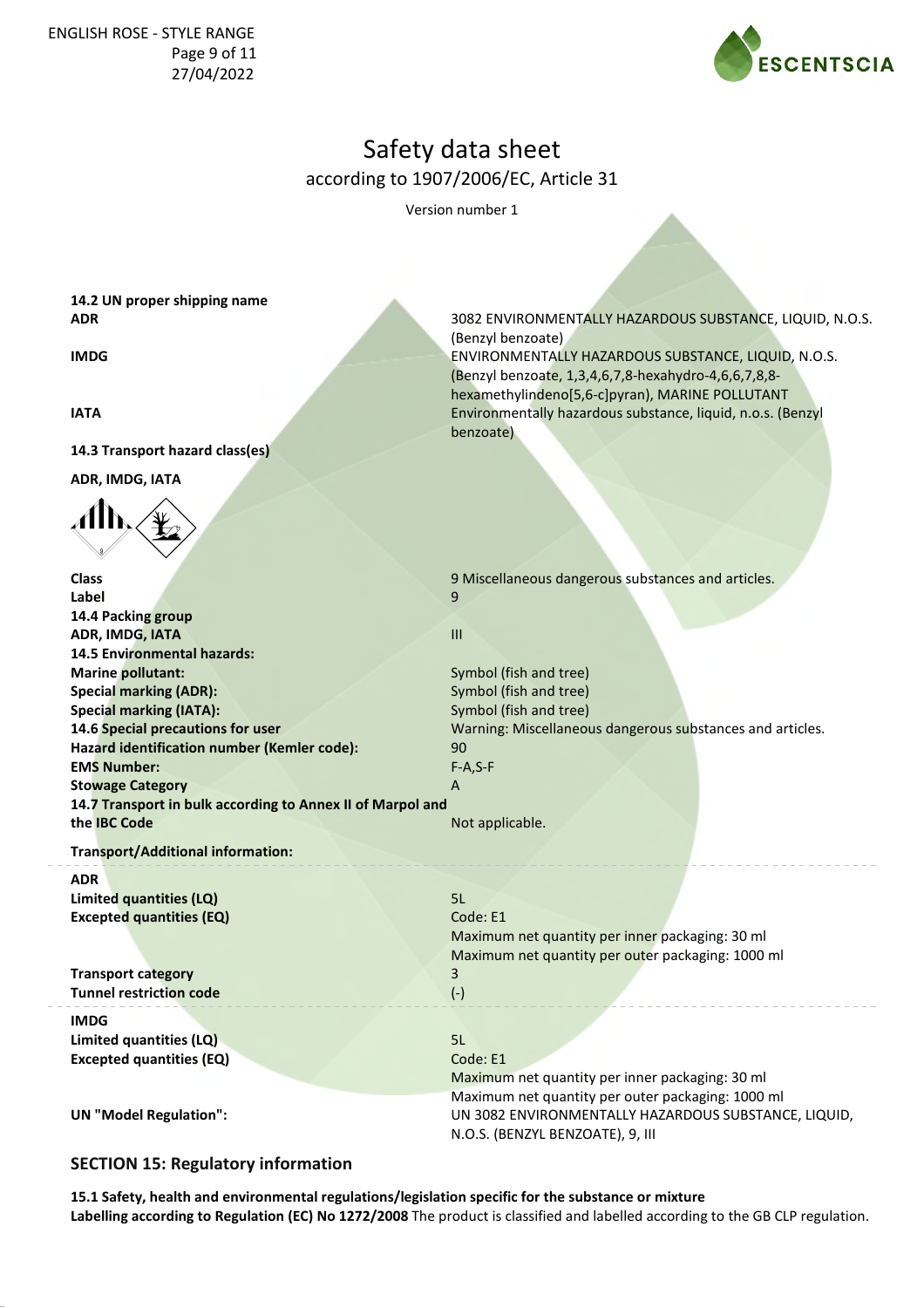# Safety data sheet

according to 1907/2006/EC, Article 31

Version number 1

**14.2 UN proper shipping name**

| | |
|---|---|
| **ADR** | 3082 ENVIRONMENTALLY HAZARDOUS SUBSTANCE, LIQUID, N.O.S. (Benzyl benzoate) |
| **IMDG** | ENVIRONMENTALLY HAZARDOUS SUBSTANCE, LIQUID, N.O.S. (Benzyl benzoate, 1,3,4,6,7,8-hexahydro-4,6,6,7,8,8-hexamethylindeno[5,6-c]pyran), MARINE POLLUTANT |
| **IATA** | Environmentally hazardous substance, liquid, n.o.s. (Benzyl benzoate) |

**14.3 Transport hazard class(es)**

**ADR, IMDG, IATA**

| | |
|---|---|
| **Class** | 9 Miscellaneous dangerous substances and articles. |
| **Label** | 9 |
| **14.4 Packing group** | |
| **ADR, IMDG, IATA** | III |
| **14.5 Environmental hazards:** | |
| **Marine pollutant:** | Symbol (fish and tree) |
| **Special marking (ADR):** | Symbol (fish and tree) |
| **Special marking (IATA):** | Symbol (fish and tree) |
| **14.6 Special precautions for user** | Warning: Miscellaneous dangerous substances and articles. |
| **Hazard identification number (Kemler code):** | 90 |
| **EMS Number:** | F-A,S-F |
| **Stowage Category** | A |
| **14.7 Transport in bulk according to Annex II of Marpol and the IBC Code** | Not applicable. |

**Transport/Additional information:**

| | |
|---|---|
| **ADR** | |
| **Limited quantities (LQ)** | 5L |
| **Excepted quantities (EQ)** | Code: E1<br>Maximum net quantity per inner packaging: 30 ml<br>Maximum net quantity per outer packaging: 1000 ml |
| **Transport category** | 3 |
| **Tunnel restriction code** | (-) |
| **IMDG** | |
| **Limited quantities (LQ)** | 5L |
| **Excepted quantities (EQ)** | Code: E1<br>Maximum net quantity per inner packaging: 30 ml<br>Maximum net quantity per outer packaging: 1000 ml |
| **UN "Model Regulation":** | UN 3082 ENVIRONMENTALLY HAZARDOUS SUBSTANCE, LIQUID, N.O.S. (BENZYL BENZOATE), 9, III |

## SECTION 15: Regulatory information

**15.1 Safety, health and environmental regulations/legislation specific for the substance or mixture**

**Labelling according to Regulation (EC) No 1272/2008** The product is classified and labelled according to the GB CLP regulation.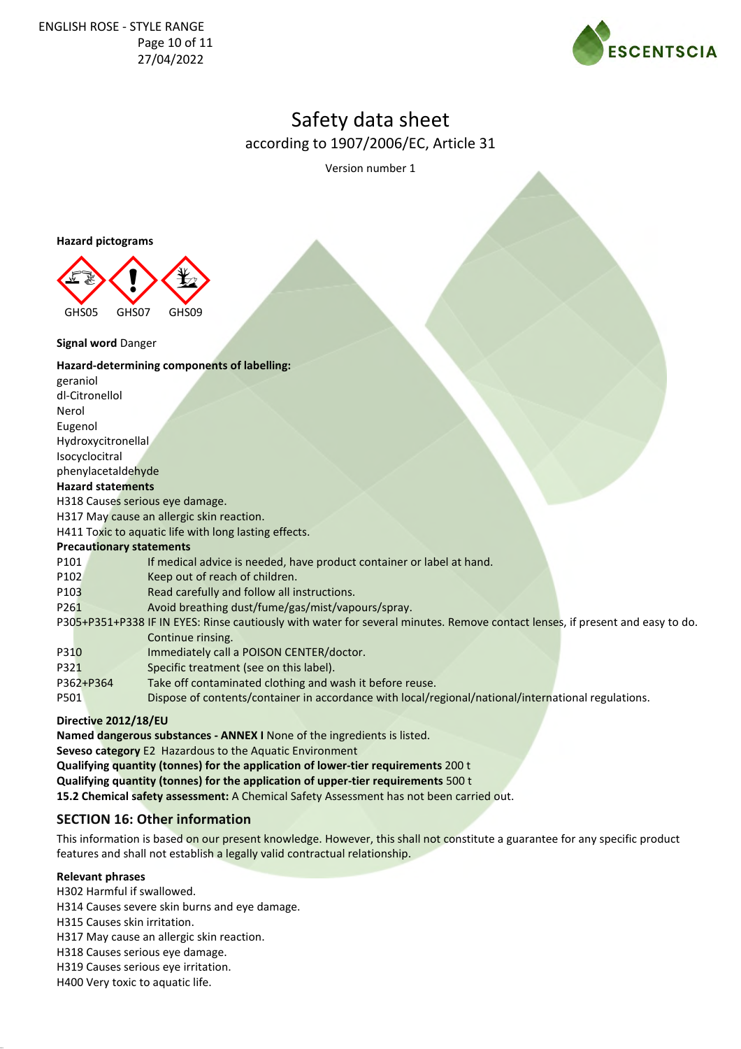# Safety data sheet

according to 1907/2006/EC, Article 31

Version number 1

**Hazard pictograms**

GHS05 GHS07 GHS09

**Signal word** Danger

**Hazard-determining components of labelling:**

geraniol
dl-Citronellol
Nerol
Eugenol
Hydroxycitronellal
Isocyclocitral
phenylacetaldehyde

**Hazard statements**

H318 Causes serious eye damage.
H317 May cause an allergic skin reaction.
H411 Toxic to aquatic life with long lasting effects.

**Precautionary statements**

| | |
|---|---|
| P101 | If medical advice is needed, have product container or label at hand. |
| P102 | Keep out of reach of children. |
| P103 | Read carefully and follow all instructions. |
| P261 | Avoid breathing dust/fume/gas/mist/vapours/spray. |
| P305+P351+P338 | IF IN EYES: Rinse cautiously with water for several minutes. Remove contact lenses, if present and easy to do. Continue rinsing. |
| P310 | Immediately call a POISON CENTER/doctor. |
| P321 | Specific treatment (see on this label). |
| P362+P364 | Take off contaminated clothing and wash it before reuse. |
| P501 | Dispose of contents/container in accordance with local/regional/national/international regulations. |

**Directive 2012/18/EU**

**Named dangerous substances - ANNEX I** None of the ingredients is listed.

**Seveso category** E2 Hazardous to the Aquatic Environment

**Qualifying quantity (tonnes) for the application of lower-tier requirements** 200 t

**Qualifying quantity (tonnes) for the application of upper-tier requirements** 500 t

**15.2 Chemical safety assessment:** A Chemical Safety Assessment has not been carried out.

## SECTION 16: Other information

This information is based on our present knowledge. However, this shall not constitute a guarantee for any specific product features and shall not establish a legally valid contractual relationship.

**Relevant phrases**

H302 Harmful if swallowed.
H314 Causes severe skin burns and eye damage.
H315 Causes skin irritation.
H317 May cause an allergic skin reaction.
H318 Causes serious eye damage.
H319 Causes serious eye irritation.
H400 Very toxic to aquatic life.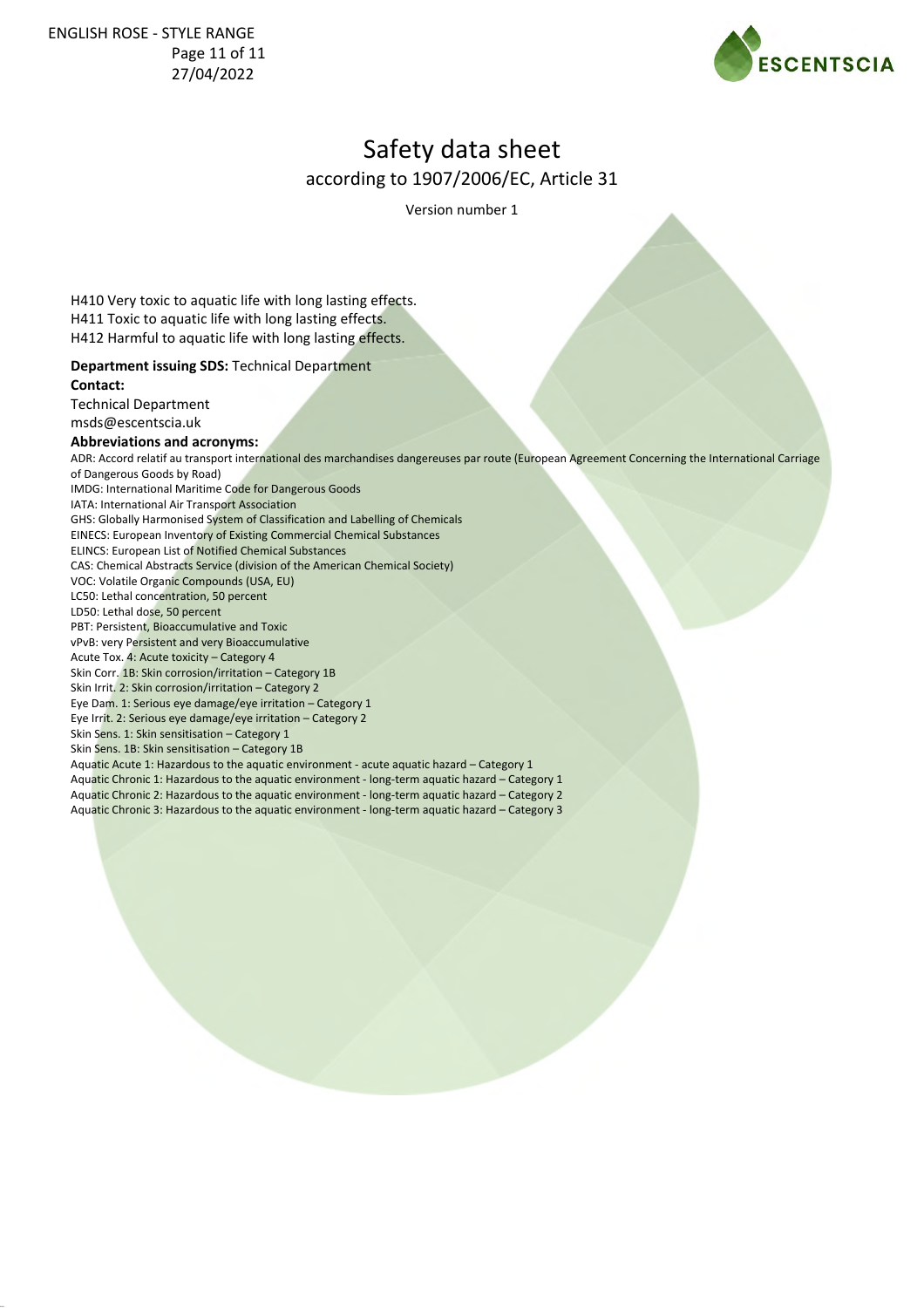H410 Very toxic to aquatic life with long lasting effects.
H411 Toxic to aquatic life with long lasting effects.
H412 Harmful to aquatic life with long lasting effects.

**Department issuing SDS:** Technical Department

**Contact:**

Technical Department
msds@escentscia.uk

**Abbreviations and acronyms:**

ADR: Accord relatif au transport international des marchandises dangereuses par route (European Agreement Concerning the International Carriage of Dangerous Goods by Road)
IMDG: International Maritime Code for Dangerous Goods
IATA: International Air Transport Association
GHS: Globally Harmonised System of Classification and Labelling of Chemicals
EINECS: European Inventory of Existing Commercial Chemical Substances
ELINCS: European List of Notified Chemical Substances
CAS: Chemical Abstracts Service (division of the American Chemical Society)
VOC: Volatile Organic Compounds (USA, EU)
LC50: Lethal concentration, 50 percent
LD50: Lethal dose, 50 percent
PBT: Persistent, Bioaccumulative and Toxic
vPvB: very Persistent and very Bioaccumulative
Acute Tox. 4: Acute toxicity – Category 4
Skin Corr. 1B: Skin corrosion/irritation – Category 1B
Skin Irrit. 2: Skin corrosion/irritation – Category 2
Eye Dam. 1: Serious eye damage/eye irritation – Category 1
Eye Irrit. 2: Serious eye damage/eye irritation – Category 2
Skin Sens. 1: Skin sensitisation – Category 1
Skin Sens. 1B: Skin sensitisation – Category 1B
Aquatic Acute 1: Hazardous to the aquatic environment - acute aquatic hazard – Category 1
Aquatic Chronic 1: Hazardous to the aquatic environment - long-term aquatic hazard – Category 1
Aquatic Chronic 2: Hazardous to the aquatic environment - long-term aquatic hazard – Category 2
Aquatic Chronic 3: Hazardous to the aquatic environment - long-term aquatic hazard – Category 3